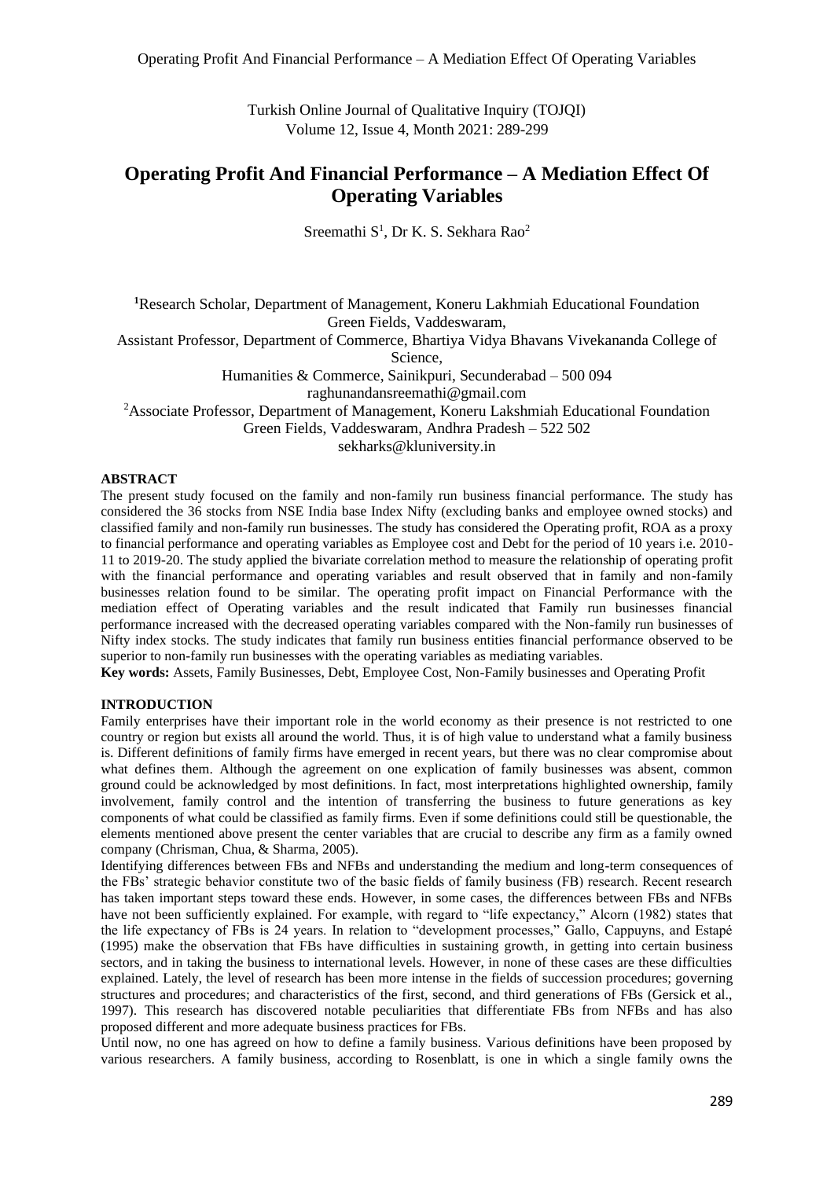# Operating Profit And Financial Performance – A Mediation Effect Of Operating Variables

Sreemathi S[1], Dr K. S. Sekhara Rao[2]

[1]Research Scholar, Department of Management, Koneru Lakhmiah Educational Foundation Green Fields, Vaddeswaram,
Assistant Professor, Department of Commerce, Bhartiya Vidya Bhavans Vivekananda College of Science,
Humanities & Commerce, Sainikpuri, Secunderabad – 500 094
raghunandansreemathi@gmail.com

[2]Associate Professor, Department of Management, Koneru Lakshmiah Educational Foundation Green Fields, Vaddeswaram, Andhra Pradesh – 522 502
sekharks@kluniversity.in

**ABSTRACT**

The present study focused on the family and non-family run business financial performance. The study has considered the 36 stocks from NSE India base Index Nifty (excluding banks and employee owned stocks) and classified family and non-family run businesses. The study has considered the Operating profit, ROA as a proxy to financial performance and operating variables as Employee cost and Debt for the period of 10 years i.e. 2010-11 to 2019-20. The study applied the bivariate correlation method to measure the relationship of operating profit with the financial performance and operating variables and result observed that in family and non-family businesses relation found to be similar. The operating profit impact on Financial Performance with the mediation effect of Operating variables and the result indicated that Family run businesses financial performance increased with the decreased operating variables compared with the Non-family run businesses of Nifty index stocks. The study indicates that family run business entities financial performance observed to be superior to non-family run businesses with the operating variables as mediating variables.

**Key words:** Assets, Family Businesses, Debt, Employee Cost, Non-Family businesses and Operating Profit

**INTRODUCTION**

Family enterprises have their important role in the world economy as their presence is not restricted to one country or region but exists all around the world. Thus, it is of high value to understand what a family business is. Different definitions of family firms have emerged in recent years, but there was no clear compromise about what defines them. Although the agreement on one explication of family businesses was absent, common ground could be acknowledged by most definitions. In fact, most interpretations highlighted ownership, family involvement, family control and the intention of transferring the business to future generations as key components of what could be classified as family firms. Even if some definitions could still be questionable, the elements mentioned above present the center variables that are crucial to describe any firm as a family owned company (Chrisman, Chua, & Sharma, 2005).

Identifying differences between FBs and NFBs and understanding the medium and long-term consequences of the FBs' strategic behavior constitute two of the basic fields of family business (FB) research. Recent research has taken important steps toward these ends. However, in some cases, the differences between FBs and NFBs have not been sufficiently explained. For example, with regard to "life expectancy," Alcorn (1982) states that the life expectancy of FBs is 24 years. In relation to "development processes," Gallo, Cappuyns, and Estapé (1995) make the observation that FBs have difficulties in sustaining growth, in getting into certain business sectors, and in taking the business to international levels. However, in none of these cases are these difficulties explained. Lately, the level of research has been more intense in the fields of succession procedures; governing structures and procedures; and characteristics of the first, second, and third generations of FBs (Gersick et al., 1997). This research has discovered notable peculiarities that differentiate FBs from NFBs and has also proposed different and more adequate business practices for FBs.

Until now, no one has agreed on how to define a family business. Various definitions have been proposed by various researchers. A family business, according to Rosenblatt, is one in which a single family owns the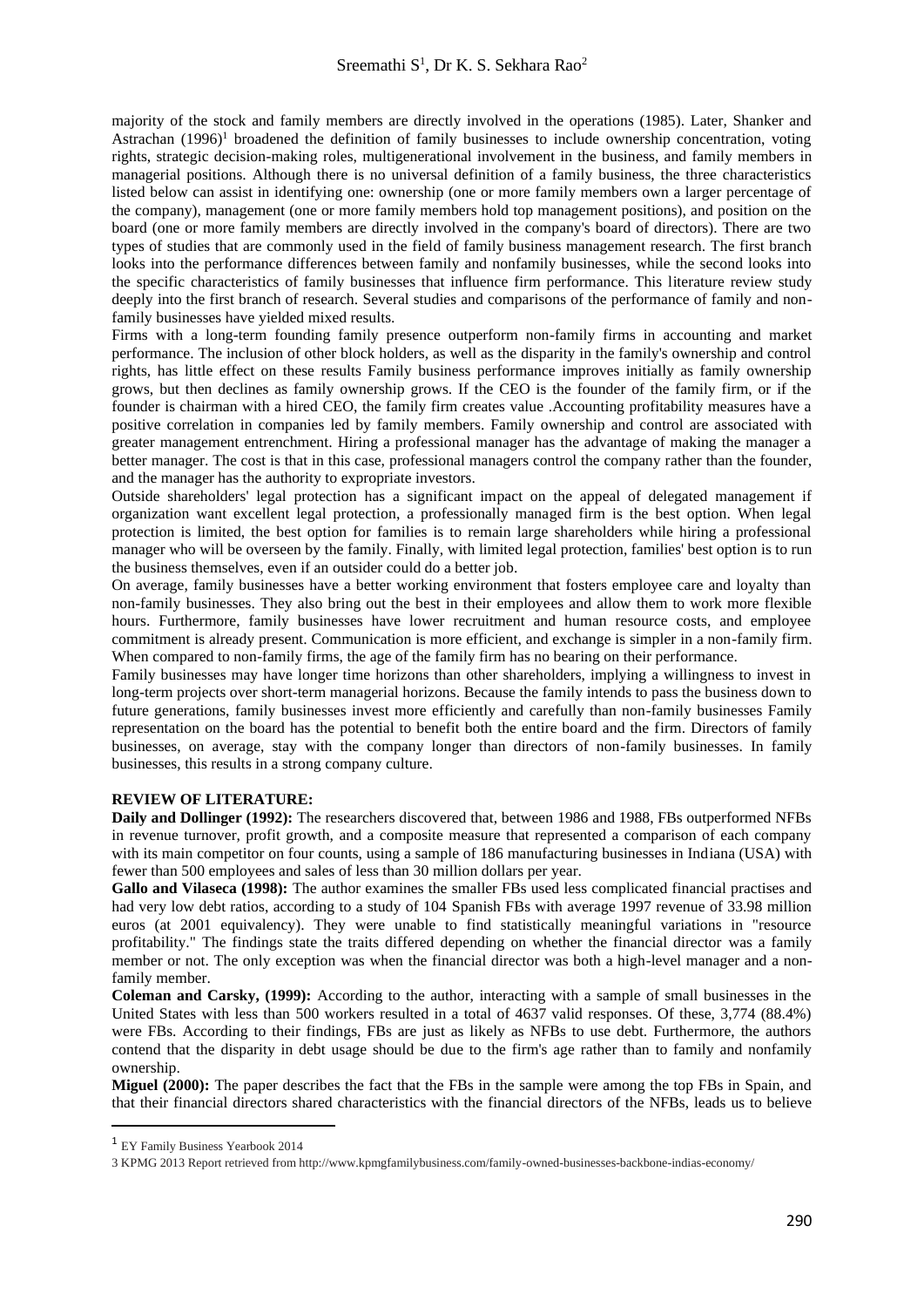majority of the stock and family members are directly involved in the operations (1985). Later, Shanker and Astrachan (1996)[1] broadened the definition of family businesses to include ownership concentration, voting rights, strategic decision-making roles, multigenerational involvement in the business, and family members in managerial positions. Although there is no universal definition of a family business, the three characteristics listed below can assist in identifying one: ownership (one or more family members own a larger percentage of the company), management (one or more family members hold top management positions), and position on the board (one or more family members are directly involved in the company's board of directors). There are two types of studies that are commonly used in the field of family business management research. The first branch looks into the performance differences between family and nonfamily businesses, while the second looks into the specific characteristics of family businesses that influence firm performance. This literature review study deeply into the first branch of research. Several studies and comparisons of the performance of family and non-family businesses have yielded mixed results.

Firms with a long-term founding family presence outperform non-family firms in accounting and market performance. The inclusion of other block holders, as well as the disparity in the family's ownership and control rights, has little effect on these results Family business performance improves initially as family ownership grows, but then declines as family ownership grows. If the CEO is the founder of the family firm, or if the founder is chairman with a hired CEO, the family firm creates value .Accounting profitability measures have a positive correlation in companies led by family members. Family ownership and control are associated with greater management entrenchment. Hiring a professional manager has the advantage of making the manager a better manager. The cost is that in this case, professional managers control the company rather than the founder, and the manager has the authority to expropriate investors.

Outside shareholders' legal protection has a significant impact on the appeal of delegated management if organization want excellent legal protection, a professionally managed firm is the best option. When legal protection is limited, the best option for families is to remain large shareholders while hiring a professional manager who will be overseen by the family. Finally, with limited legal protection, families' best option is to run the business themselves, even if an outsider could do a better job.

On average, family businesses have a better working environment that fosters employee care and loyalty than non-family businesses. They also bring out the best in their employees and allow them to work more flexible hours. Furthermore, family businesses have lower recruitment and human resource costs, and employee commitment is already present. Communication is more efficient, and exchange is simpler in a non-family firm. When compared to non-family firms, the age of the family firm has no bearing on their performance.

Family businesses may have longer time horizons than other shareholders, implying a willingness to invest in long-term projects over short-term managerial horizons. Because the family intends to pass the business down to future generations, family businesses invest more efficiently and carefully than non-family businesses Family representation on the board has the potential to benefit both the entire board and the firm. Directors of family businesses, on average, stay with the company longer than directors of non-family businesses. In family businesses, this results in a strong company culture.

## REVIEW OF LITERATURE:

**Daily and Dollinger (1992):** The researchers discovered that, between 1986 and 1988, FBs outperformed NFBs in revenue turnover, profit growth, and a composite measure that represented a comparison of each company with its main competitor on four counts, using a sample of 186 manufacturing businesses in Indiana (USA) with fewer than 500 employees and sales of less than 30 million dollars per year.

**Gallo and Vilaseca (1998):** The author examines the smaller FBs used less complicated financial practises and had very low debt ratios, according to a study of 104 Spanish FBs with average 1997 revenue of 33.98 million euros (at 2001 equivalency). They were unable to find statistically meaningful variations in "resource profitability." The findings state the traits differed depending on whether the financial director was a family member or not. The only exception was when the financial director was both a high-level manager and a non-family member.

**Coleman and Carsky, (1999):** According to the author, interacting with a sample of small businesses in the United States with less than 500 workers resulted in a total of 4637 valid responses. Of these, 3,774 (88.4%) were FBs. According to their findings, FBs are just as likely as NFBs to use debt. Furthermore, the authors contend that the disparity in debt usage should be due to the firm's age rather than to family and nonfamily ownership.

**Miguel (2000):** The paper describes the fact that the FBs in the sample were among the top FBs in Spain, and that their financial directors shared characteristics with the financial directors of the NFBs, leads us to believe

---

[1] EY Family Business Yearbook 2014

3 KPMG 2013 Report retrieved from http://www.kpmgfamilybusiness.com/family-owned-businesses-backbone-indias-economy/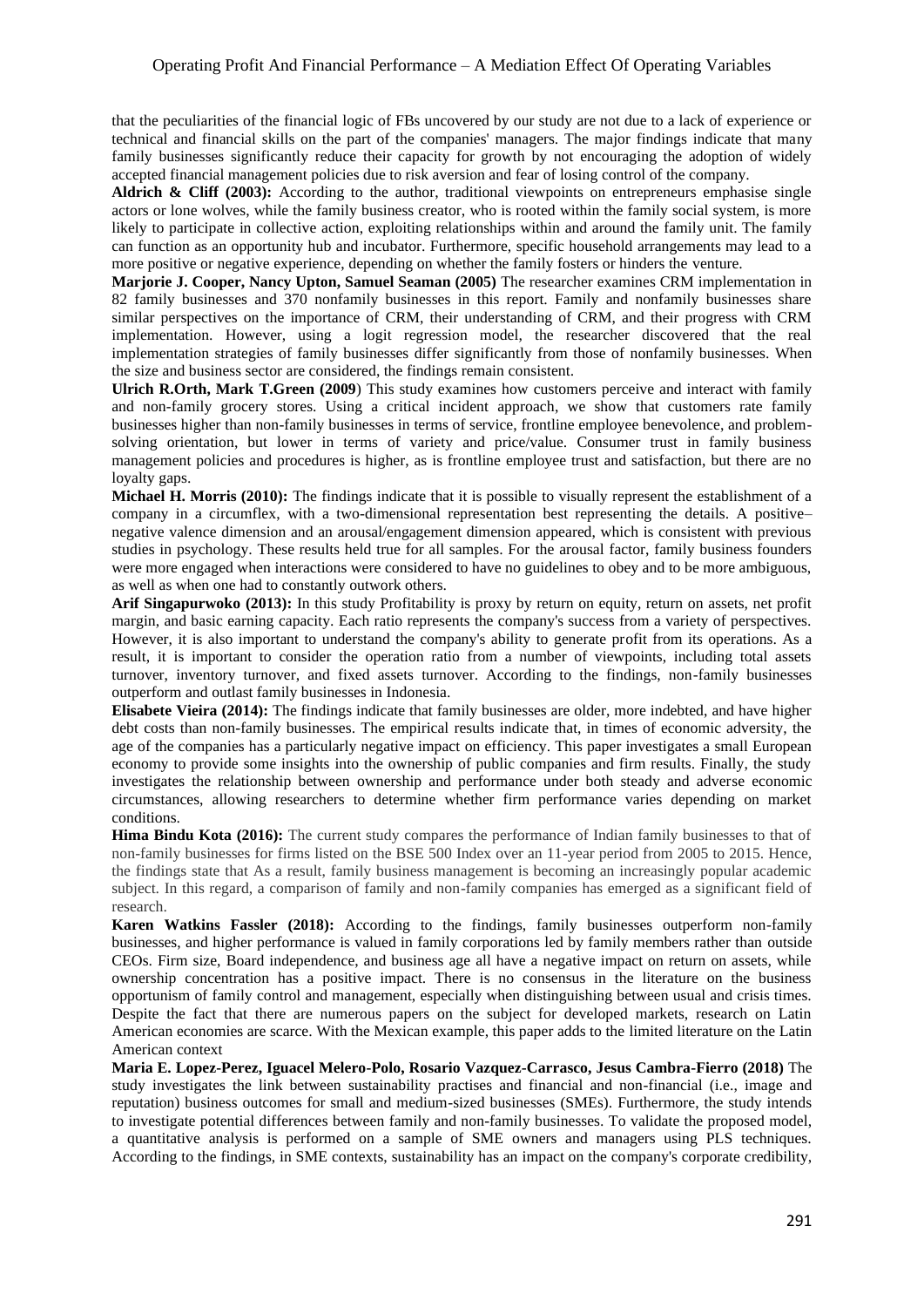that the peculiarities of the financial logic of FBs uncovered by our study are not due to a lack of experience or technical and financial skills on the part of the companies' managers. The major findings indicate that many family businesses significantly reduce their capacity for growth by not encouraging the adoption of widely accepted financial management policies due to risk aversion and fear of losing control of the company.

**Aldrich & Cliff (2003):** According to the author, traditional viewpoints on entrepreneurs emphasise single actors or lone wolves, while the family business creator, who is rooted within the family social system, is more likely to participate in collective action, exploiting relationships within and around the family unit. The family can function as an opportunity hub and incubator. Furthermore, specific household arrangements may lead to a more positive or negative experience, depending on whether the family fosters or hinders the venture.

**Marjorie J. Cooper, Nancy Upton, Samuel Seaman (2005)** The researcher examines CRM implementation in 82 family businesses and 370 nonfamily businesses in this report. Family and nonfamily businesses share similar perspectives on the importance of CRM, their understanding of CRM, and their progress with CRM implementation. However, using a logit regression model, the researcher discovered that the real implementation strategies of family businesses differ significantly from those of nonfamily businesses. When the size and business sector are considered, the findings remain consistent.

**Ulrich R.Orth, Mark T.Green (2009)** This study examines how customers perceive and interact with family and non-family grocery stores. Using a critical incident approach, we show that customers rate family businesses higher than non-family businesses in terms of service, frontline employee benevolence, and problem-solving orientation, but lower in terms of variety and price/value. Consumer trust in family business management policies and procedures is higher, as is frontline employee trust and satisfaction, but there are no loyalty gaps.

**Michael H. Morris (2010):** The findings indicate that it is possible to visually represent the establishment of a company in a circumflex, with a two-dimensional representation best representing the details. A positive–negative valence dimension and an arousal/engagement dimension appeared, which is consistent with previous studies in psychology. These results held true for all samples. For the arousal factor, family business founders were more engaged when interactions were considered to have no guidelines to obey and to be more ambiguous, as well as when one had to constantly outwork others.

**Arif Singapurwoko (2013):** In this study Profitability is proxy by return on equity, return on assets, net profit margin, and basic earning capacity. Each ratio represents the company's success from a variety of perspectives. However, it is also important to understand the company's ability to generate profit from its operations. As a result, it is important to consider the operation ratio from a number of viewpoints, including total assets turnover, inventory turnover, and fixed assets turnover. According to the findings, non-family businesses outperform and outlast family businesses in Indonesia.

**Elisabete Vieira (2014):** The findings indicate that family businesses are older, more indebted, and have higher debt costs than non-family businesses. The empirical results indicate that, in times of economic adversity, the age of the companies has a particularly negative impact on efficiency. This paper investigates a small European economy to provide some insights into the ownership of public companies and firm results. Finally, the study investigates the relationship between ownership and performance under both steady and adverse economic circumstances, allowing researchers to determine whether firm performance varies depending on market conditions.

**Hima Bindu Kota (2016):** The current study compares the performance of Indian family businesses to that of non-family businesses for firms listed on the BSE 500 Index over an 11-year period from 2005 to 2015. Hence, the findings state that As a result, family business management is becoming an increasingly popular academic subject. In this regard, a comparison of family and non-family companies has emerged as a significant field of research.

**Karen Watkins Fassler (2018):** According to the findings, family businesses outperform non-family businesses, and higher performance is valued in family corporations led by family members rather than outside CEOs. Firm size, Board independence, and business age all have a negative impact on return on assets, while ownership concentration has a positive impact. There is no consensus in the literature on the business opportunism of family control and management, especially when distinguishing between usual and crisis times. Despite the fact that there are numerous papers on the subject for developed markets, research on Latin American economies are scarce. With the Mexican example, this paper adds to the limited literature on the Latin American context

**Maria E. Lopez-Perez, Iguacel Melero-Polo, Rosario Vazquez-Carrasco, Jesus Cambra-Fierro (2018)** The study investigates the link between sustainability practises and financial and non-financial (i.e., image and reputation) business outcomes for small and medium-sized businesses (SMEs). Furthermore, the study intends to investigate potential differences between family and non-family businesses. To validate the proposed model, a quantitative analysis is performed on a sample of SME owners and managers using PLS techniques. According to the findings, in SME contexts, sustainability has an impact on the company's corporate credibility,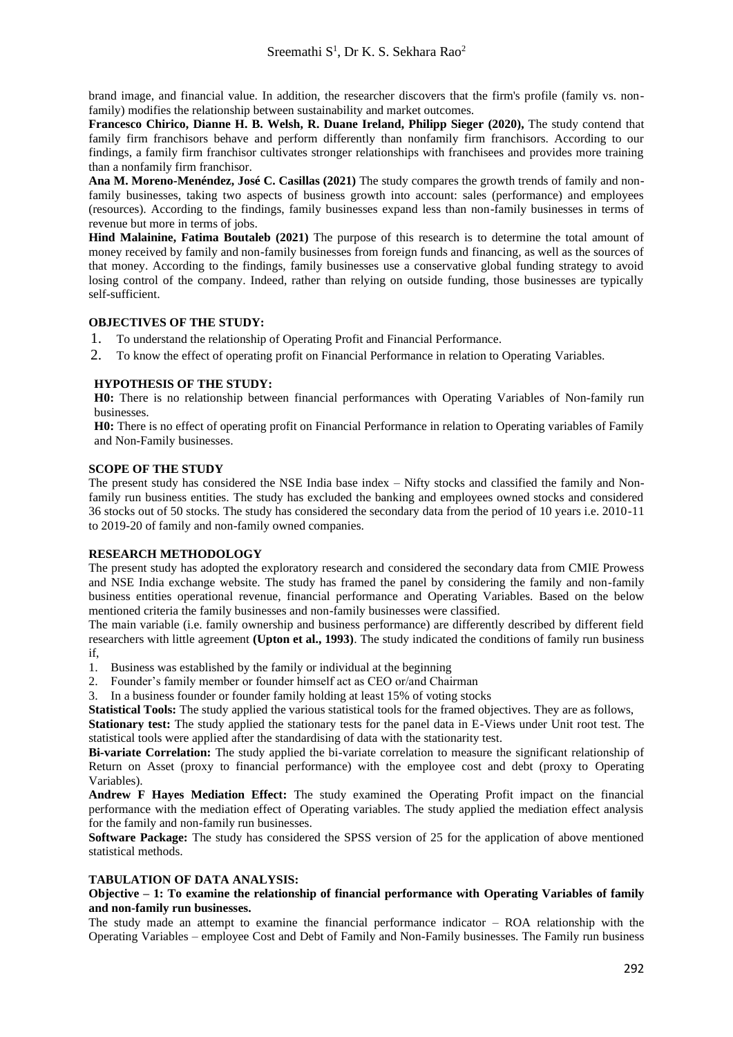brand image, and financial value. In addition, the researcher discovers that the firm's profile (family vs. non-family) modifies the relationship between sustainability and market outcomes.

**Francesco Chirico, Dianne H. B. Welsh, R. Duane Ireland, Philipp Sieger (2020),** The study contend that family firm franchisors behave and perform differently than nonfamily firm franchisors. According to our findings, a family firm franchisor cultivates stronger relationships with franchisees and provides more training than a nonfamily firm franchisor.

**Ana M. Moreno-Menéndez, José C. Casillas (2021)** The study compares the growth trends of family and non-family businesses, taking two aspects of business growth into account: sales (performance) and employees (resources). According to the findings, family businesses expand less than non-family businesses in terms of revenue but more in terms of jobs.

**Hind Malainine, Fatima Boutaleb (2021)** The purpose of this research is to determine the total amount of money received by family and non-family businesses from foreign funds and financing, as well as the sources of that money. According to the findings, family businesses use a conservative global funding strategy to avoid losing control of the company. Indeed, rather than relying on outside funding, those businesses are typically self-sufficient.

## OBJECTIVES OF THE STUDY:

1. To understand the relationship of Operating Profit and Financial Performance.
2. To know the effect of operating profit on Financial Performance in relation to Operating Variables.

## HYPOTHESIS OF THE STUDY:

**H0:** There is no relationship between financial performances with Operating Variables of Non-family run businesses.

**H0:** There is no effect of operating profit on Financial Performance in relation to Operating variables of Family and Non-Family businesses.

## SCOPE OF THE STUDY

The present study has considered the NSE India base index – Nifty stocks and classified the family and Non-family run business entities. The study has excluded the banking and employees owned stocks and considered 36 stocks out of 50 stocks. The study has considered the secondary data from the period of 10 years i.e. 2010-11 to 2019-20 of family and non-family owned companies.

## RESEARCH METHODOLOGY

The present study has adopted the exploratory research and considered the secondary data from CMIE Prowess and NSE India exchange website. The study has framed the panel by considering the family and non-family business entities operational revenue, financial performance and Operating Variables. Based on the below mentioned criteria the family businesses and non-family businesses were classified.

The main variable (i.e. family ownership and business performance) are differently described by different field researchers with little agreement **(Upton et al., 1993)**. The study indicated the conditions of family run business if,

1. Business was established by the family or individual at the beginning
2. Founder's family member or founder himself act as CEO or/and Chairman
3. In a business founder or founder family holding at least 15% of voting stocks

**Statistical Tools:** The study applied the various statistical tools for the framed objectives. They are as follows,

**Stationary test:** The study applied the stationary tests for the panel data in E-Views under Unit root test. The statistical tools were applied after the standardising of data with the stationarity test.

**Bi-variate Correlation:** The study applied the bi-variate correlation to measure the significant relationship of Return on Asset (proxy to financial performance) with the employee cost and debt (proxy to Operating Variables).

**Andrew F Hayes Mediation Effect:** The study examined the Operating Profit impact on the financial performance with the mediation effect of Operating variables. The study applied the mediation effect analysis for the family and non-family run businesses.

**Software Package:** The study has considered the SPSS version of 25 for the application of above mentioned statistical methods.

## TABULATION OF DATA ANALYSIS:

**Objective – 1: To examine the relationship of financial performance with Operating Variables of family and non-family run businesses.**

The study made an attempt to examine the financial performance indicator – ROA relationship with the Operating Variables – employee Cost and Debt of Family and Non-Family businesses. The Family run business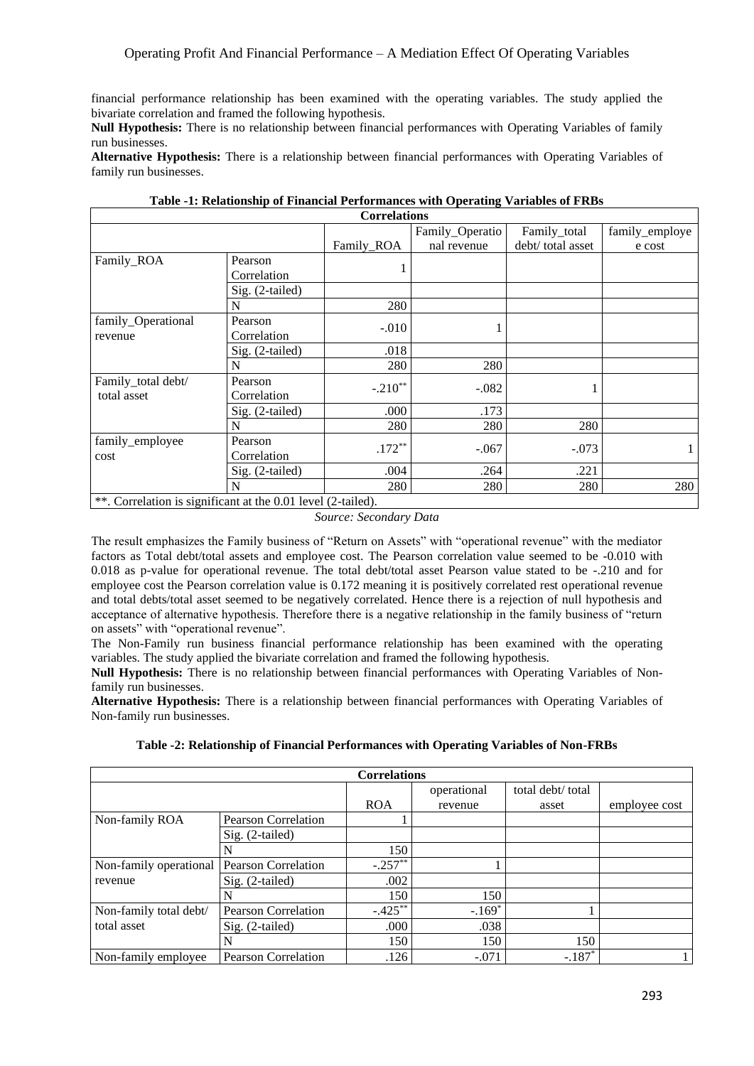financial performance relationship has been examined with the operating variables. The study applied the bivariate correlation and framed the following hypothesis.

**Null Hypothesis:** There is no relationship between financial performances with Operating Variables of family run businesses.

**Alternative Hypothesis:** There is a relationship between financial performances with Operating Variables of family run businesses.

**Table -1: Relationship of Financial Performances with Operating Variables of FRBs**

| Correlations | | | | | |
|---|---|---|---|---|---|
| | | Family_ROA | Family_Operational revenue | Family_total debt/ total asset | family_employee cost |
| Family_ROA | Pearson Correlation | 1 | | | |
| | Sig. (2-tailed) | | | | |
| | N | 280 | | | |
| family_Operational revenue | Pearson Correlation | -.010 | 1 | | |
| | Sig. (2-tailed) | .018 | | | |
| | N | 280 | 280 | | |
| Family_total debt/ total asset | Pearson Correlation | -.210** | -.082 | 1 | |
| | Sig. (2-tailed) | .000 | .173 | | |
| | N | 280 | 280 | 280 | |
| family_employee cost | Pearson Correlation | .172** | -.067 | -.073 | 1 |
| | Sig. (2-tailed) | .004 | .264 | .221 | |
| | N | 280 | 280 | 280 | 280 |
| **. Correlation is significant at the 0.01 level (2-tailed). | | | | | |

*Source: Secondary Data*

The result emphasizes the Family business of "Return on Assets" with "operational revenue" with the mediator factors as Total debt/total assets and employee cost. The Pearson correlation value seemed to be -0.010 with 0.018 as p-value for operational revenue. The total debt/total asset Pearson value stated to be -.210 and for employee cost the Pearson correlation value is 0.172 meaning it is positively correlated rest operational revenue and total debts/total asset seemed to be negatively correlated. Hence there is a rejection of null hypothesis and acceptance of alternative hypothesis. Therefore there is a negative relationship in the family business of "return on assets" with "operational revenue".

The Non-Family run business financial performance relationship has been examined with the operating variables. The study applied the bivariate correlation and framed the following hypothesis.

**Null Hypothesis:** There is no relationship between financial performances with Operating Variables of Non-family run businesses.

**Alternative Hypothesis:** There is a relationship between financial performances with Operating Variables of Non-family run businesses.

**Table -2: Relationship of Financial Performances with Operating Variables of Non-FRBs**

| Correlations | | | | | |
|---|---|---|---|---|---|
| | | ROA | operational revenue | total debt/ total asset | employee cost |
| Non-family ROA | Pearson Correlation | 1 | | | |
| | Sig. (2-tailed) | | | | |
| | N | 150 | | | |
| Non-family operational revenue | Pearson Correlation | -.257** | 1 | | |
| | Sig. (2-tailed) | .002 | | | |
| | N | 150 | 150 | | |
| Non-family total debt/ total asset | Pearson Correlation | -.425** | -.169* | 1 | |
| | Sig. (2-tailed) | .000 | .038 | | |
| | N | 150 | 150 | 150 | |
| Non-family employee | Pearson Correlation | .126 | -.071 | -.187* | 1 |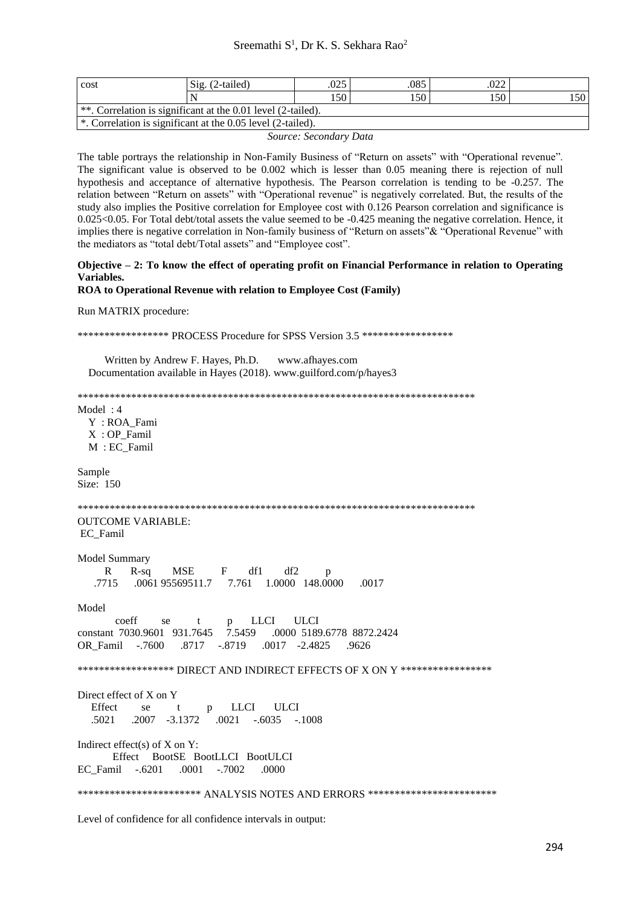| cost | Sig. (2-tailed) | .025 | .085 | .022 | |
|---|---|---|---|---|---|
| | N | 150 | 150 | 150 | 150 |
| **. Correlation is significant at the 0.01 level (2-tailed). | | | | | |
| *. Correlation is significant at the 0.05 level (2-tailed). | | | | | |

*Source: Secondary Data*

The table portrays the relationship in Non-Family Business of "Return on assets" with "Operational revenue". The significant value is observed to be 0.002 which is lesser than 0.05 meaning there is rejection of null hypothesis and acceptance of alternative hypothesis. The Pearson correlation is tending to be -0.257. The relation between "Return on assets" with "Operational revenue" is negatively correlated. But, the results of the study also implies the Positive correlation for Employee cost with 0.126 Pearson correlation and significance is 0.025<0.05. For Total debt/total assets the value seemed to be -0.425 meaning the negative correlation. Hence, it implies there is negative correlation in Non-family business of "Return on assets"& "Operational Revenue" with the mediators as "total debt/Total assets" and "Employee cost".

**Objective – 2: To know the effect of operating profit on Financial Performance in relation to Operating Variables.**
**ROA to Operational Revenue with relation to Employee Cost (Family)**

```
Run MATRIX procedure:

***************** PROCESS Procedure for SPSS Version 3.5 *****************

      Written by Andrew F. Hayes, Ph.D.       www.afhayes.com
   Documentation available in Hayes (2018). www.guilford.com/p/hayes3

**************************************************************************
Model  : 4
   Y  : ROA_Fami
   X  : OP_Famil
   M  : EC_Famil

Sample
Size:  150

**************************************************************************
OUTCOME VARIABLE:
 EC_Famil

Model Summary
       R       R-sq        MSE          F        df1        df2          p
     .7715      .0061 95569511.7      7.761     1.0000   148.0000      .0017

Model
              coeff         se          t          p       LLCI       ULCI
constant  7030.9601   931.7645     7.5459      .0000  5189.6778  8872.2424
OR_Famil     -.7600      .8717     -.8719      .0017    -2.4825      .9626

****************** DIRECT AND INDIRECT EFFECTS OF X ON Y *****************

Direct effect of X on Y
     Effect         se          t          p       LLCI       ULCI
      .5021      .2007    -3.1372      .0021     -.6035     -.1008

Indirect effect(s) of X on Y:
            Effect     BootSE   BootLLCI   BootULCI
EC_Famil     -.6201      .0001     -.7002      .0000

*********************** ANALYSIS NOTES AND ERRORS ************************

Level of confidence for all confidence intervals in output:
```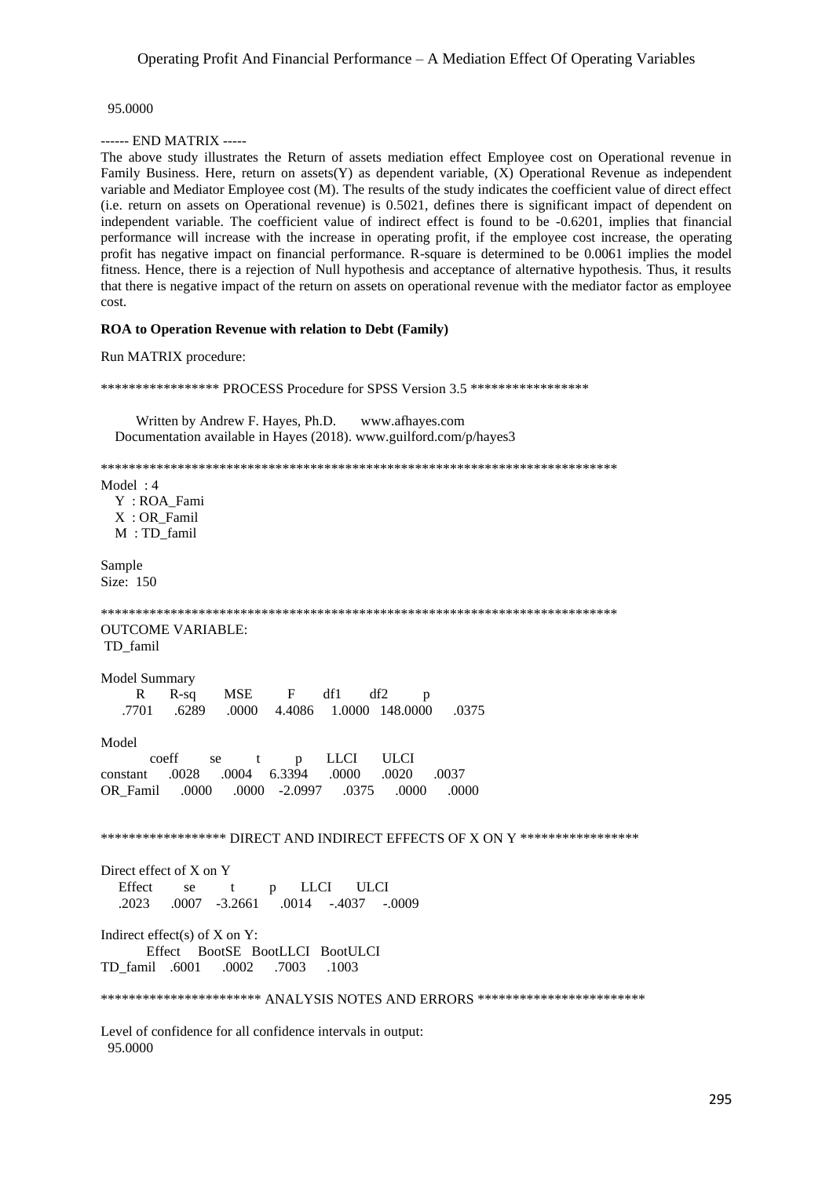95.0000

------ END MATRIX -----

The above study illustrates the Return of assets mediation effect Employee cost on Operational revenue in Family Business. Here, return on assets(Y) as dependent variable, (X) Operational Revenue as independent variable and Mediator Employee cost (M). The results of the study indicates the coefficient value of direct effect (i.e. return on assets on Operational revenue) is 0.5021, defines there is significant impact of dependent on independent variable. The coefficient value of indirect effect is found to be -0.6201, implies that financial performance will increase with the increase in operating profit, if the employee cost increase, the operating profit has negative impact on financial performance. R-square is determined to be 0.0061 implies the model fitness. Hence, there is a rejection of Null hypothesis and acceptance of alternative hypothesis. Thus, it results that there is negative impact of the return on assets on operational revenue with the mediator factor as employee cost.

**ROA to Operation Revenue with relation to Debt (Family)**

Run MATRIX procedure:

```
***************** PROCESS Procedure for SPSS Version 3.5 *****************

      Written by Andrew F. Hayes, Ph.D.       www.afhayes.com
   Documentation available in Hayes (2018). www.guilford.com/p/hayes3

**************************************************************************
Model  : 4
   Y  : ROA_Fami
   X  : OR_Famil
   M  : TD_famil

Sample
Size:  150

**************************************************************************
OUTCOME VARIABLE:
 TD_famil

Model Summary
      R      R-sq      MSE        F       df1       df2         p
    .7701    .6289    .0000    4.4086    1.0000  148.0000    .0375

Model
           coeff       se         t         p      LLCI      ULCI
constant    .0028    .0004    6.3394    .0000    .0020    .0037
OR_Famil    .0000    .0000   -2.0997    .0375    .0000    .0000

****************** DIRECT AND INDIRECT EFFECTS OF X ON Y *****************

Direct effect of X on Y
     Effect       se        t        p     LLCI      ULCI
     .2023     .0007   -3.2661    .0014   -.4037    -.0009

Indirect effect(s) of X on Y:
          Effect    BootSE   BootLLCI   BootULCI
TD_famil   .6001    .0002     .7003     .1003

*********************** ANALYSIS NOTES AND ERRORS ************************

Level of confidence for all confidence intervals in output:
  95.0000
```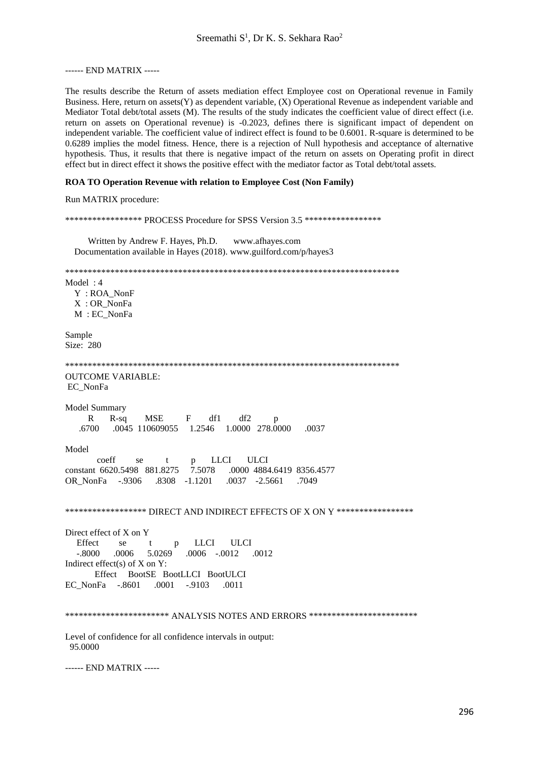------ END MATRIX -----

The results describe the Return of assets mediation effect Employee cost on Operational revenue in Family Business. Here, return on assets(Y) as dependent variable, (X) Operational Revenue as independent variable and Mediator Total debt/total assets (M). The results of the study indicates the coefficient value of direct effect (i.e. return on assets on Operational revenue) is -0.2023, defines there is significant impact of dependent on independent variable. The coefficient value of indirect effect is found to be 0.6001. R-square is determined to be 0.6289 implies the model fitness. Hence, there is a rejection of Null hypothesis and acceptance of alternative hypothesis. Thus, it results that there is negative impact of the return on assets on Operating profit in direct effect but in direct effect it shows the positive effect with the mediator factor as Total debt/total assets.

**ROA TO Operation Revenue with relation to Employee Cost (Non Family)**

```
Run MATRIX procedure:

***************** PROCESS Procedure for SPSS Version 3.5 *****************

      Written by Andrew F. Hayes, Ph.D.       www.afhayes.com
   Documentation available in Hayes (2018). www.guilford.com/p/hayes3

**************************************************************************
Model  : 4
   Y  : ROA_NonF
   X  : OR_NonFa
   M  : EC_NonFa

Sample
Size:  280

**************************************************************************
OUTCOME VARIABLE:
 EC_NonFa

Model Summary
       R       R-sq        MSE          F        df1        df2          p
     .6700      .0045  110609055     1.2546     1.0000   278.0000      .0037

Model
              coeff         se          t          p       LLCI       ULCI
constant  6620.5498   881.8275     7.5078      .0000  4884.6419  8356.4577
OR_NonFa     -.9306      .8308    -1.1201      .0037    -2.5661      .7049

****************** DIRECT AND INDIRECT EFFECTS OF X ON Y *****************

Direct effect of X on Y
     Effect         se          t          p       LLCI       ULCI
     -.8000      .0006     5.0269      .0006     -.0012      .0012
Indirect effect(s) of X on Y:
              Effect     BootSE   BootLLCI   BootULCI
EC_NonFa     -.8601      .0001     -.9103      .0011

*********************** ANALYSIS NOTES AND ERRORS ************************

Level of confidence for all confidence intervals in output:
  95.0000

------ END MATRIX -----
```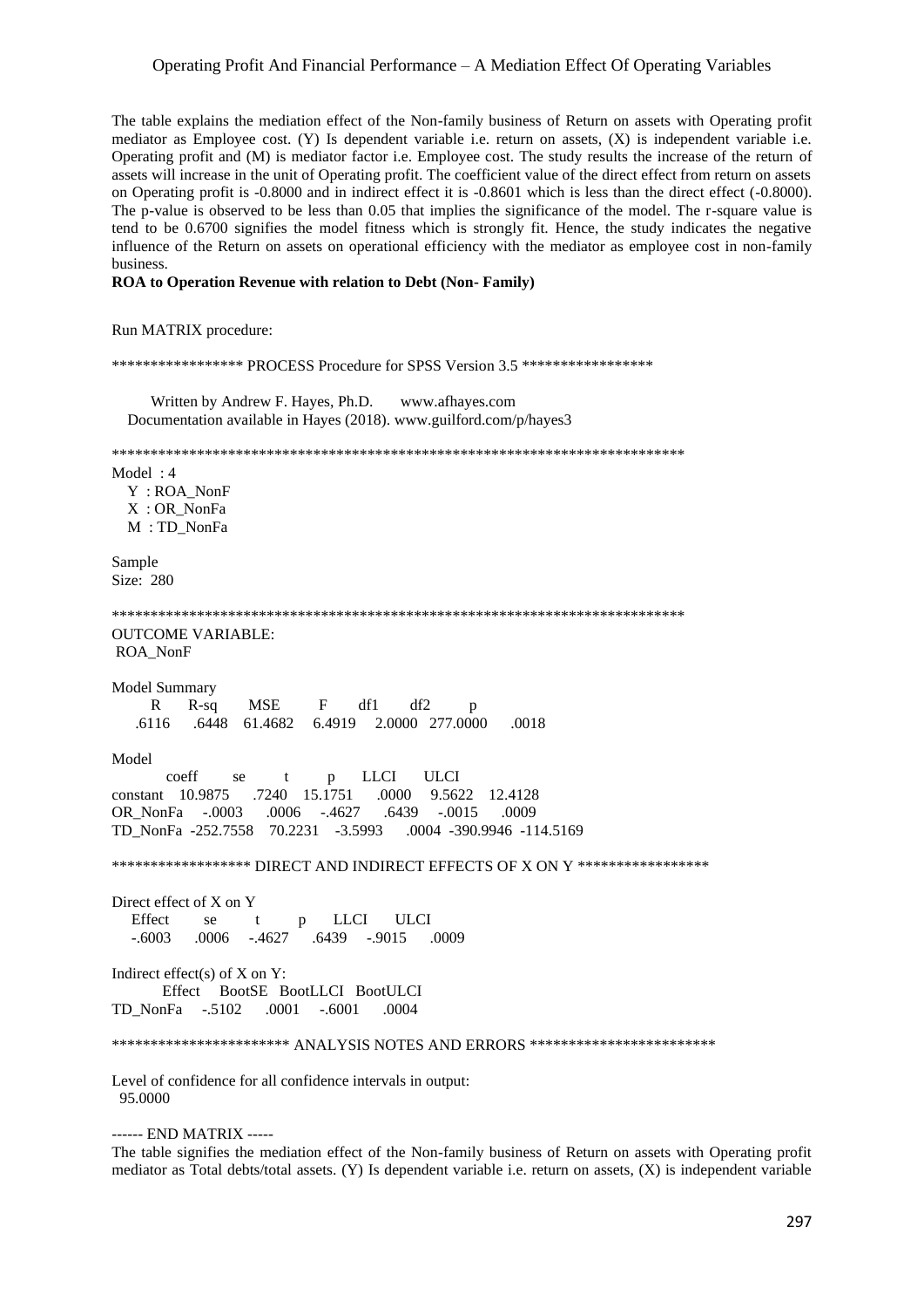The table explains the mediation effect of the Non-family business of Return on assets with Operating profit mediator as Employee cost. (Y) Is dependent variable i.e. return on assets, (X) is independent variable i.e. Operating profit and (M) is mediator factor i.e. Employee cost. The study results the increase of the return of assets will increase in the unit of Operating profit. The coefficient value of the direct effect from return on assets on Operating profit is -0.8000 and in indirect effect it is -0.8601 which is less than the direct effect (-0.8000). The p-value is observed to be less than 0.05 that implies the significance of the model. The r-square value is tend to be 0.6700 signifies the model fitness which is strongly fit. Hence, the study indicates the negative influence of the Return on assets on operational efficiency with the mediator as employee cost in non-family business.

**ROA to Operation Revenue with relation to Debt (Non- Family)**

```
Run MATRIX procedure:

***************** PROCESS Procedure for SPSS Version 3.5 *****************

       Written by Andrew F. Hayes, Ph.D.       www.afhayes.com
    Documentation available in Hayes (2018). www.guilford.com/p/hayes3

**************************************************************************
Model  : 4
    Y  : ROA_NonF
    X  : OR_NonFa
    M  : TD_NonFa

Sample
Size:  280

**************************************************************************
OUTCOME VARIABLE:
 ROA_NonF

Model Summary
       R       R-sq        MSE          F        df1        df2          p
     .6116      .6448    61.4682     6.4919     2.0000   277.0000      .0018

Model
              coeff         se          t          p       LLCI       ULCI
constant    10.9875      .7240    15.1751      .0000     9.5622    12.4128
OR_NonFa     -.0003      .0006     -.4627      .6439     -.0015      .0009
TD_NonFa  -252.7558    70.2231    -3.5993      .0004  -390.9946  -114.5169

****************** DIRECT AND INDIRECT EFFECTS OF X ON Y *****************

Direct effect of X on Y
     Effect         se          t          p       LLCI       ULCI
     -.6003      .0006     -.4627      .6439     -.9015      .0009

Indirect effect(s) of X on Y:
            Effect     BootSE   BootLLCI   BootULCI
TD_NonFa     -.5102      .0001     -.6001      .0004

*********************** ANALYSIS NOTES AND ERRORS ************************

Level of confidence for all confidence intervals in output:
  95.0000

------ END MATRIX -----
```

The table signifies the mediation effect of the Non-family business of Return on assets with Operating profit mediator as Total debts/total assets. (Y) Is dependent variable i.e. return on assets, (X) is independent variable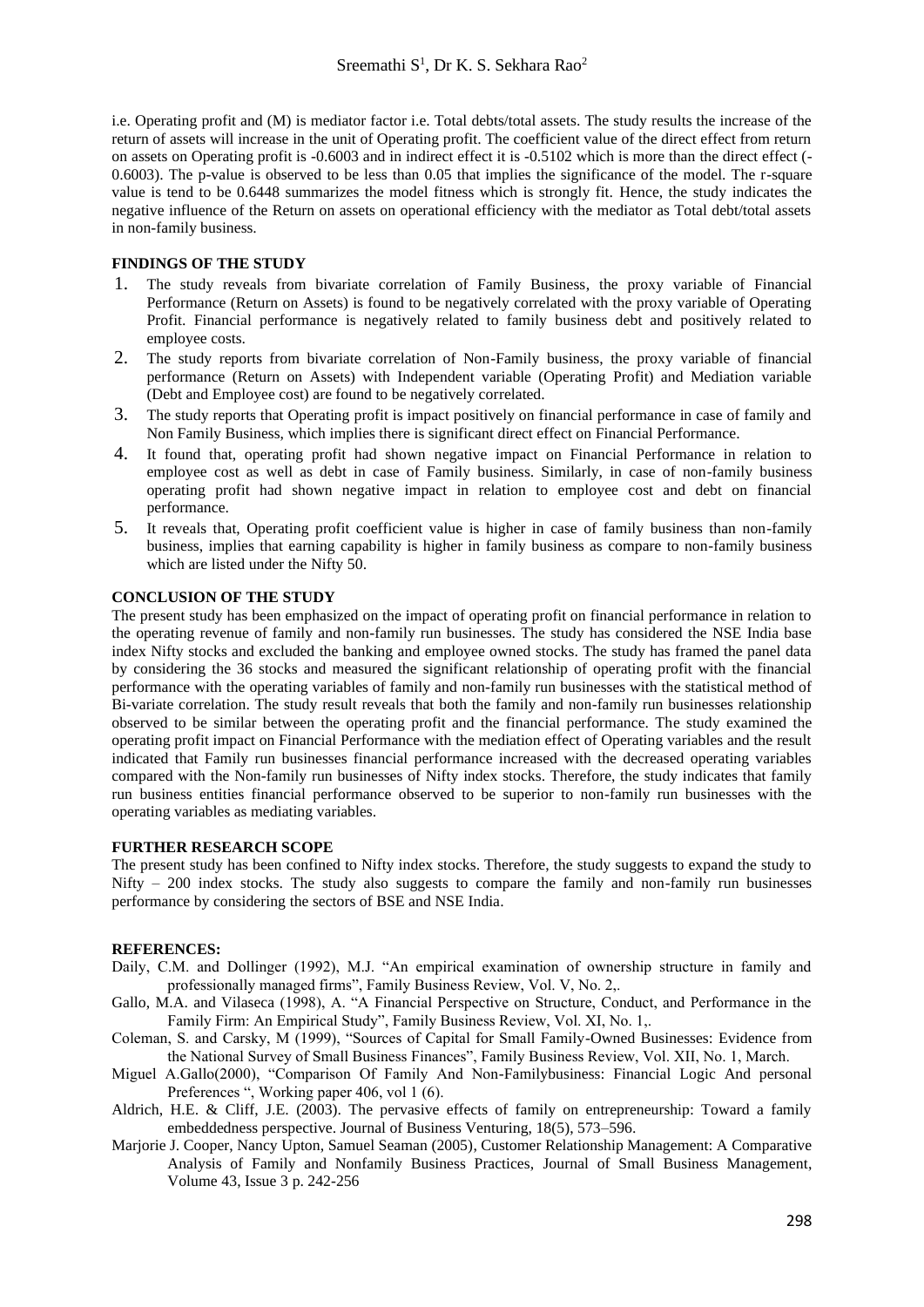i.e. Operating profit and (M) is mediator factor i.e. Total debts/total assets. The study results the increase of the return of assets will increase in the unit of Operating profit. The coefficient value of the direct effect from return on assets on Operating profit is -0.6003 and in indirect effect it is -0.5102 which is more than the direct effect (-0.6003). The p-value is observed to be less than 0.05 that implies the significance of the model. The r-square value is tend to be 0.6448 summarizes the model fitness which is strongly fit. Hence, the study indicates the negative influence of the Return on assets on operational efficiency with the mediator as Total debt/total assets in non-family business.

**FINDINGS OF THE STUDY**

1. The study reveals from bivariate correlation of Family Business, the proxy variable of Financial Performance (Return on Assets) is found to be negatively correlated with the proxy variable of Operating Profit. Financial performance is negatively related to family business debt and positively related to employee costs.
2. The study reports from bivariate correlation of Non-Family business, the proxy variable of financial performance (Return on Assets) with Independent variable (Operating Profit) and Mediation variable (Debt and Employee cost) are found to be negatively correlated.
3. The study reports that Operating profit is impact positively on financial performance in case of family and Non Family Business, which implies there is significant direct effect on Financial Performance.
4. It found that, operating profit had shown negative impact on Financial Performance in relation to employee cost as well as debt in case of Family business. Similarly, in case of non-family business operating profit had shown negative impact in relation to employee cost and debt on financial performance.
5. It reveals that, Operating profit coefficient value is higher in case of family business than non-family business, implies that earning capability is higher in family business as compare to non-family business which are listed under the Nifty 50.

**CONCLUSION OF THE STUDY**

The present study has been emphasized on the impact of operating profit on financial performance in relation to the operating revenue of family and non-family run businesses. The study has considered the NSE India base index Nifty stocks and excluded the banking and employee owned stocks. The study has framed the panel data by considering the 36 stocks and measured the significant relationship of operating profit with the financial performance with the operating variables of family and non-family run businesses with the statistical method of Bi-variate correlation. The study result reveals that both the family and non-family run businesses relationship observed to be similar between the operating profit and the financial performance. The study examined the operating profit impact on Financial Performance with the mediation effect of Operating variables and the result indicated that Family run businesses financial performance increased with the decreased operating variables compared with the Non-family run businesses of Nifty index stocks. Therefore, the study indicates that family run business entities financial performance observed to be superior to non-family run businesses with the operating variables as mediating variables.

**FURTHER RESEARCH SCOPE**

The present study has been confined to Nifty index stocks. Therefore, the study suggests to expand the study to Nifty – 200 index stocks. The study also suggests to compare the family and non-family run businesses performance by considering the sectors of BSE and NSE India.

**REFERENCES:**

Daily, C.M. and Dollinger (1992), M.J. "An empirical examination of ownership structure in family and professionally managed firms", Family Business Review, Vol. V, No. 2,.

Gallo, M.A. and Vilaseca (1998), A. "A Financial Perspective on Structure, Conduct, and Performance in the Family Firm: An Empirical Study", Family Business Review, Vol. XI, No. 1,.

Coleman, S. and Carsky, M (1999), "Sources of Capital for Small Family-Owned Businesses: Evidence from the National Survey of Small Business Finances", Family Business Review, Vol. XII, No. 1, March.

Miguel A.Gallo(2000), "Comparison Of Family And Non-Familybusiness: Financial Logic And personal Preferences ", Working paper 406, vol 1 (6).

Aldrich, H.E. & Cliff, J.E. (2003). The pervasive effects of family on entrepreneurship: Toward a family embeddedness perspective. Journal of Business Venturing, 18(5), 573–596.

Marjorie J. Cooper, Nancy Upton, Samuel Seaman (2005), Customer Relationship Management: A Comparative Analysis of Family and Nonfamily Business Practices, Journal of Small Business Management, Volume 43, Issue 3 p. 242-256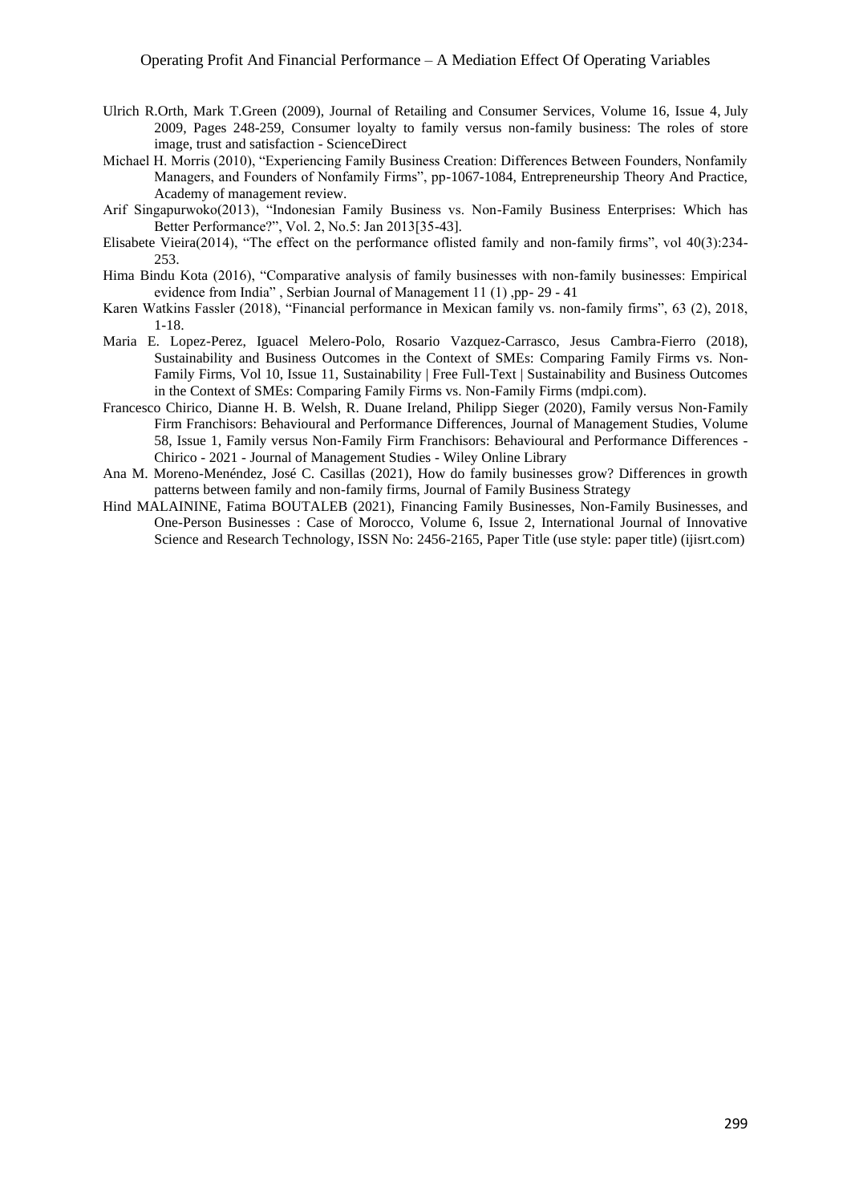Ulrich R.Orth, Mark T.Green (2009), Journal of Retailing and Consumer Services, Volume 16, Issue 4, July 2009, Pages 248-259, Consumer loyalty to family versus non-family business: The roles of store image, trust and satisfaction - ScienceDirect

Michael H. Morris (2010), "Experiencing Family Business Creation: Differences Between Founders, Nonfamily Managers, and Founders of Nonfamily Firms", pp-1067-1084, Entrepreneurship Theory And Practice, Academy of management review.

Arif Singapurwoko(2013), "Indonesian Family Business vs. Non-Family Business Enterprises: Which has Better Performance?", Vol. 2, No.5: Jan 2013[35-43].

Elisabete Vieira(2014), "The effect on the performance oflisted family and non-family firms", vol 40(3):234-253.

Hima Bindu Kota (2016), "Comparative analysis of family businesses with non-family businesses: Empirical evidence from India" , Serbian Journal of Management 11 (1) ,pp- 29 - 41

Karen Watkins Fassler (2018), "Financial performance in Mexican family vs. non-family firms", 63 (2), 2018, 1-18.

Maria E. Lopez-Perez, Iguacel Melero-Polo, Rosario Vazquez-Carrasco, Jesus Cambra-Fierro (2018), Sustainability and Business Outcomes in the Context of SMEs: Comparing Family Firms vs. Non-Family Firms, Vol 10, Issue 11, Sustainability | Free Full-Text | Sustainability and Business Outcomes in the Context of SMEs: Comparing Family Firms vs. Non-Family Firms (mdpi.com).

Francesco Chirico, Dianne H. B. Welsh, R. Duane Ireland, Philipp Sieger (2020), Family versus Non-Family Firm Franchisors: Behavioural and Performance Differences, Journal of Management Studies, Volume 58, Issue 1, Family versus Non-Family Firm Franchisors: Behavioural and Performance Differences - Chirico - 2021 - Journal of Management Studies - Wiley Online Library

Ana M. Moreno-Menéndez, José C. Casillas (2021), How do family businesses grow? Differences in growth patterns between family and non-family firms, Journal of Family Business Strategy

Hind MALAININE, Fatima BOUTALEB (2021), Financing Family Businesses, Non-Family Businesses, and One-Person Businesses : Case of Morocco, Volume 6, Issue 2, International Journal of Innovative Science and Research Technology, ISSN No: 2456-2165, Paper Title (use style: paper title) (ijisrt.com)